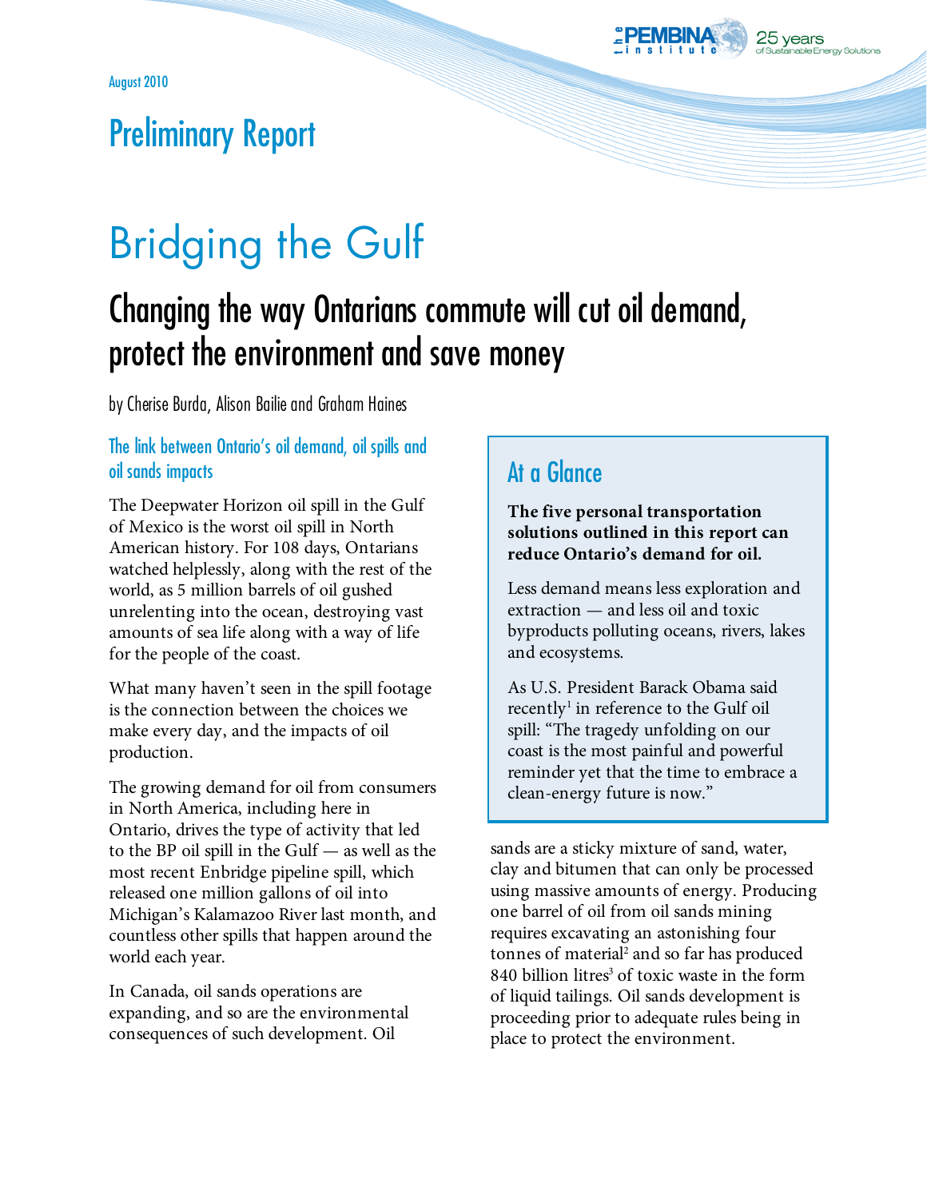August 2010

Preliminary Report

# Bridging the Gulf

## Changing the way Ontarians commute will cut oil demand, protect the environment and save money

by Cherise Burda, Alison Bailie and Graham Haines

### The link between Ontario's oil demand, oil spills and oil sands impacts

The Deepwater Horizon oil spill in the Gulf of Mexico is the worst oil spill in North American history. For 108 days, Ontarians watched helplessly, along with the rest of the world, as 5 million barrels of oil gushed unrelenting into the ocean, destroying vast amounts of sea life along with a way of life for the people of the coast.

What many haven't seen in the spill footage is the connection between the choices we make every day, and the impacts of oil production.

The growing demand for oil from consumers in North America, including here in Ontario, drives the type of activity that led to the BP oil spill in the Gulf — as well as the most recent Enbridge pipeline spill, which released one million gallons of oil into Michigan's Kalamazoo River last month, and countless other spills that happen around the world each year.

In Canada, oil sands operations are expanding, and so are the environmental consequences of such development. Oil sands are a sticky mixture of sand, water, clay and bitumen that can only be processed using massive amounts of energy. Producing one barrel of oil from oil sands mining requires excavating an astonishing four tonnes of material[2] and so far has produced 840 billion litres[3] of toxic waste in the form of liquid tailings. Oil sands development is proceeding prior to adequate rules being in place to protect the environment.

> ### At a Glance
>
> **The five personal transportation solutions outlined in this report can reduce Ontario's demand for oil.**
>
> Less demand means less exploration and extraction — and less oil and toxic byproducts polluting oceans, rivers, lakes and ecosystems.
>
> As U.S. President Barack Obama said recently[1] in reference to the Gulf oil spill: "The tragedy unfolding on our coast is the most painful and powerful reminder yet that the time to embrace a clean-energy future is now."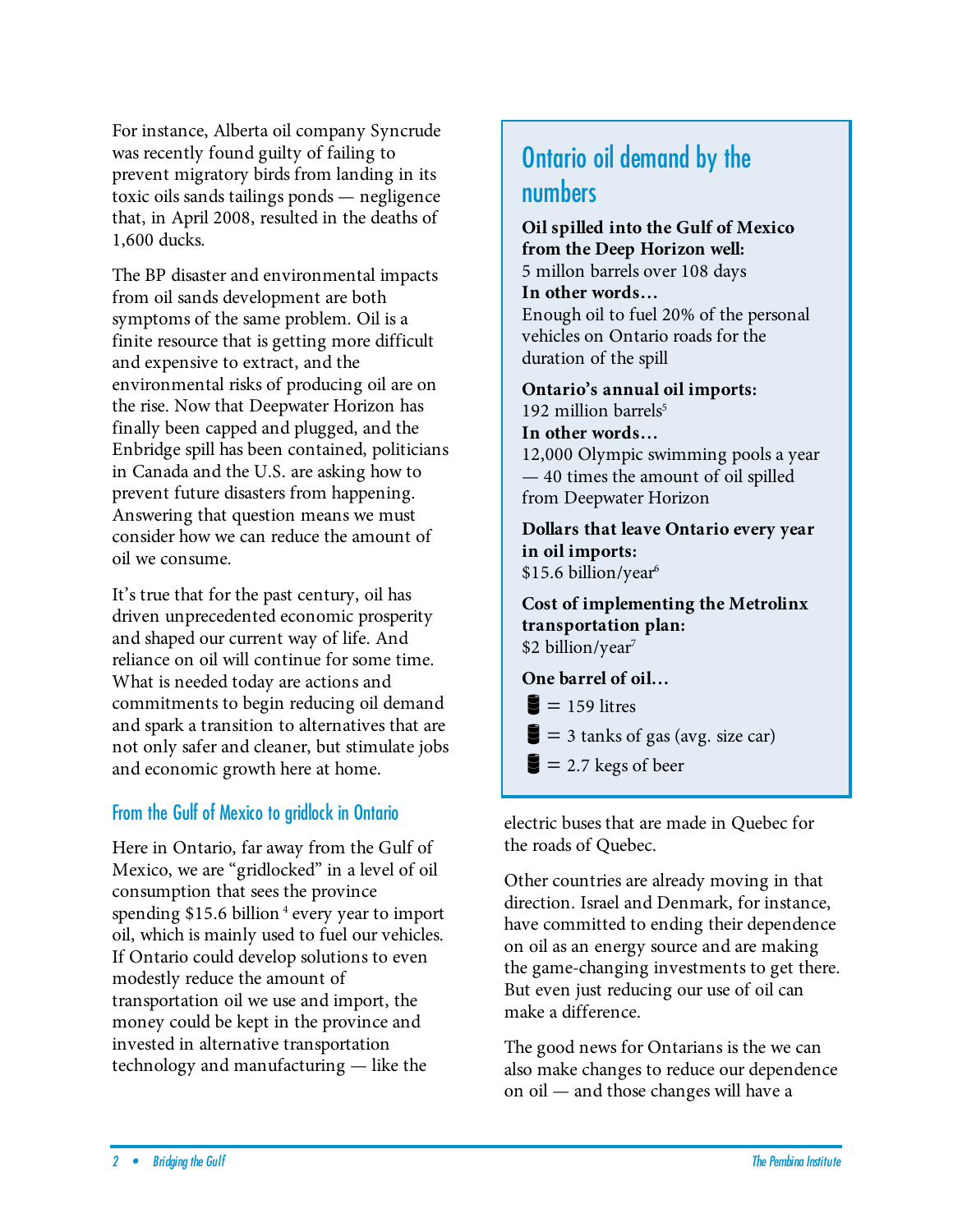For instance, Alberta oil company Syncrude was recently found guilty of failing to prevent migratory birds from landing in its toxic oils sands tailings ponds — negligence that, in April 2008, resulted in the deaths of 1,600 ducks.

The BP disaster and environmental impacts from oil sands development are both symptoms of the same problem. Oil is a finite resource that is getting more difficult and expensive to extract, and the environmental risks of producing oil are on the rise. Now that Deepwater Horizon has finally been capped and plugged, and the Enbridge spill has been contained, politicians in Canada and the U.S. are asking how to prevent future disasters from happening. Answering that question means we must consider how we can reduce the amount of oil we consume.

It's true that for the past century, oil has driven unprecedented economic prosperity and shaped our current way of life. And reliance on oil will continue for some time. What is needed today are actions and commitments to begin reducing oil demand and spark a transition to alternatives that are not only safer and cleaner, but stimulate jobs and economic growth here at home.

## From the Gulf of Mexico to gridlock in Ontario

Here in Ontario, far away from the Gulf of Mexico, we are "gridlocked" in a level of oil consumption that sees the province spending $15.6 billion [4] every year to import oil, which is mainly used to fuel our vehicles. If Ontario could develop solutions to even modestly reduce the amount of transportation oil we use and import, the money could be kept in the province and invested in alternative transportation technology and manufacturing — like the electric buses that are made in Quebec for the roads of Quebec.

Other countries are already moving in that direction. Israel and Denmark, for instance, have committed to ending their dependence on oil as an energy source and are making the game-changing investments to get there. But even just reducing our use of oil can make a difference.

The good news for Ontarians is the we can also make changes to reduce our dependence on oil — and those changes will have a

## Ontario oil demand by the numbers

**Oil spilled into the Gulf of Mexico from the Deep Horizon well:**
5 millon barrels over 108 days
**In other words…**
Enough oil to fuel 20% of the personal vehicles on Ontario roads for the duration of the spill

**Ontario's annual oil imports:**
192 million barrels[5]
**In other words…**
12,000 Olympic swimming pools a year — 40 times the amount of oil spilled from Deepwater Horizon

**Dollars that leave Ontario every year in oil imports:**
$15.6 billion/year[6]

**Cost of implementing the Metrolinx transportation plan:**
$2 billion/year[7]

**One barrel of oil…**

- = 159 litres
- = 3 tanks of gas (avg. size car)
- = 2.7 kegs of beer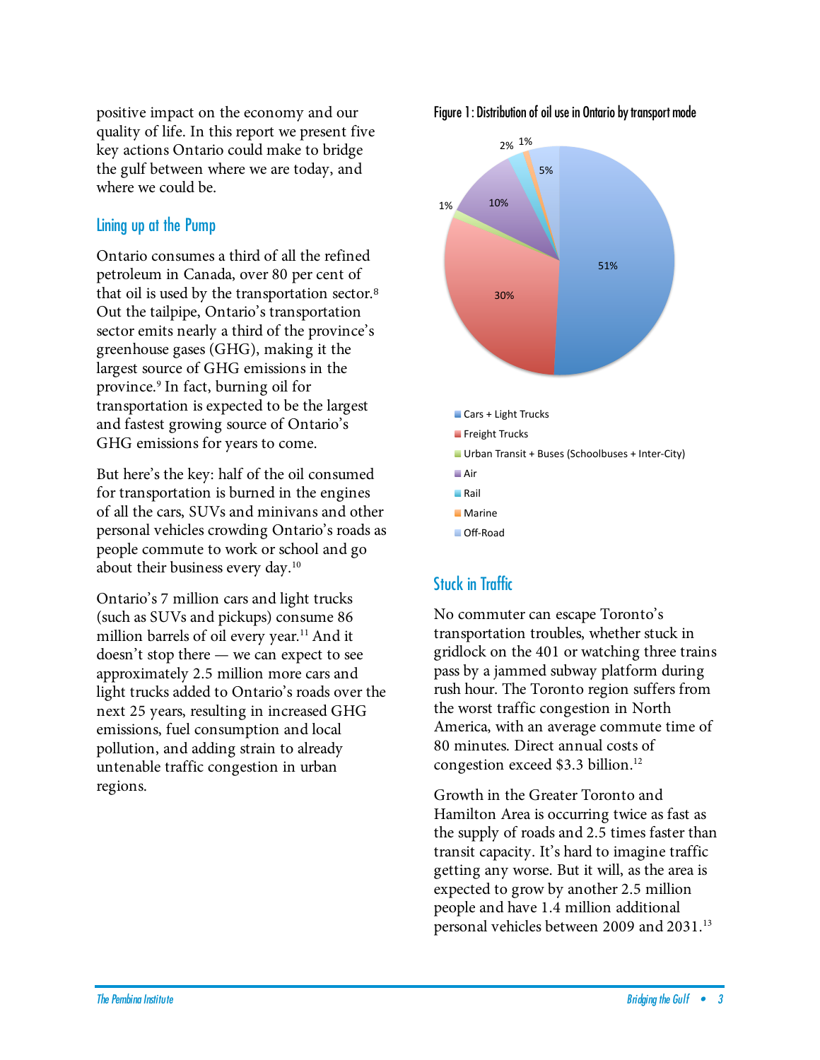positive impact on the economy and our quality of life. In this report we present five key actions Ontario could make to bridge the gulf between where we are today, and where we could be.

## Lining up at the Pump

Ontario consumes a third of all the refined petroleum in Canada, over 80 per cent of that oil is used by the transportation sector.[8] Out the tailpipe, Ontario's transportation sector emits nearly a third of the province's greenhouse gases (GHG), making it the largest source of GHG emissions in the province.[9] In fact, burning oil for transportation is expected to be the largest and fastest growing source of Ontario's GHG emissions for years to come.

But here's the key: half of the oil consumed for transportation is burned in the engines of all the cars, SUVs and minivans and other personal vehicles crowding Ontario's roads as people commute to work or school and go about their business every day.[10]

Ontario's 7 million cars and light trucks (such as SUVs and pickups) consume 86 million barrels of oil every year.[11] And it doesn't stop there — we can expect to see approximately 2.5 million more cars and light trucks added to Ontario's roads over the next 25 years, resulting in increased GHG emissions, fuel consumption and local pollution, and adding strain to already untenable traffic congestion in urban regions.

Figure 1: Distribution of oil use in Ontario by transport mode

| Transport mode | Share |
|---|---|
| Cars + Light Trucks | 51% |
| Freight Trucks | 30% |
| Urban Transit + Buses (Schoolbuses + Inter-City) | 1% |
| Air | 10% |
| Rail | 2% |
| Marine | 1% |
| Off-Road | 5% |

## Stuck in Traffic

No commuter can escape Toronto's transportation troubles, whether stuck in gridlock on the 401 or watching three trains pass by a jammed subway platform during rush hour. The Toronto region suffers from the worst traffic congestion in North America, with an average commute time of 80 minutes. Direct annual costs of congestion exceed $3.3 billion.[12]

Growth in the Greater Toronto and Hamilton Area is occurring twice as fast as the supply of roads and 2.5 times faster than transit capacity. It's hard to imagine traffic getting any worse. But it will, as the area is expected to grow by another 2.5 million people and have 1.4 million additional personal vehicles between 2009 and 2031.[13]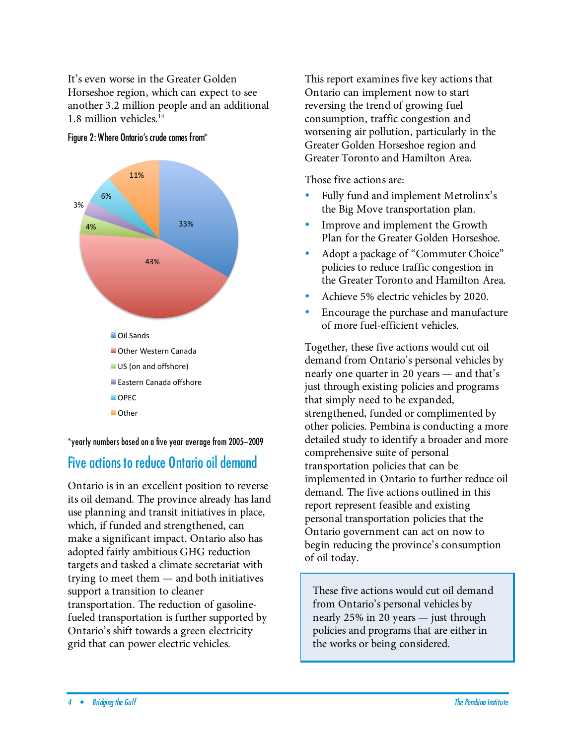It's even worse in the Greater Golden Horseshoe region, which can expect to see another 3.2 million people and an additional 1.8 million vehicles.[14]

Figure 2: Where Ontario's crude comes from*

| Source | Share |
|---|---|
| Oil Sands | 33% |
| Other Western Canada | 43% |
| US (on and offshore) | 4% |
| Eastern Canada offshore | 3% |
| OPEC | 6% |
| Other | 11% |

*yearly numbers based on a five year average from 2005–2009

## Five actions to reduce Ontario oil demand

Ontario is in an excellent position to reverse its oil demand. The province already has land use planning and transit initiatives in place, which, if funded and strengthened, can make a significant impact. Ontario also has adopted fairly ambitious GHG reduction targets and tasked a climate secretariat with trying to meet them — and both initiatives support a transition to cleaner transportation. The reduction of gasoline-fueled transportation is further supported by Ontario's shift towards a green electricity grid that can power electric vehicles.

This report examines five key actions that Ontario can implement now to start reversing the trend of growing fuel consumption, traffic congestion and worsening air pollution, particularly in the Greater Golden Horseshoe region and Greater Toronto and Hamilton Area.

Those five actions are:

- Fully fund and implement Metrolinx's the Big Move transportation plan.
- Improve and implement the Growth Plan for the Greater Golden Horseshoe.
- Adopt a package of "Commuter Choice" policies to reduce traffic congestion in the Greater Toronto and Hamilton Area.
- Achieve 5% electric vehicles by 2020.
- Encourage the purchase and manufacture of more fuel-efficient vehicles.

Together, these five actions would cut oil demand from Ontario's personal vehicles by nearly one quarter in 20 years — and that's just through existing policies and programs that simply need to be expanded, strengthened, funded or complimented by other policies. Pembina is conducting a more detailed study to identify a broader and more comprehensive suite of personal transportation policies that can be implemented in Ontario to further reduce oil demand. The five actions outlined in this report represent feasible and existing personal transportation policies that the Ontario government can act on now to begin reducing the province's consumption of oil today.

> These five actions would cut oil demand from Ontario's personal vehicles by nearly 25% in 20 years — just through policies and programs that are either in the works or being considered.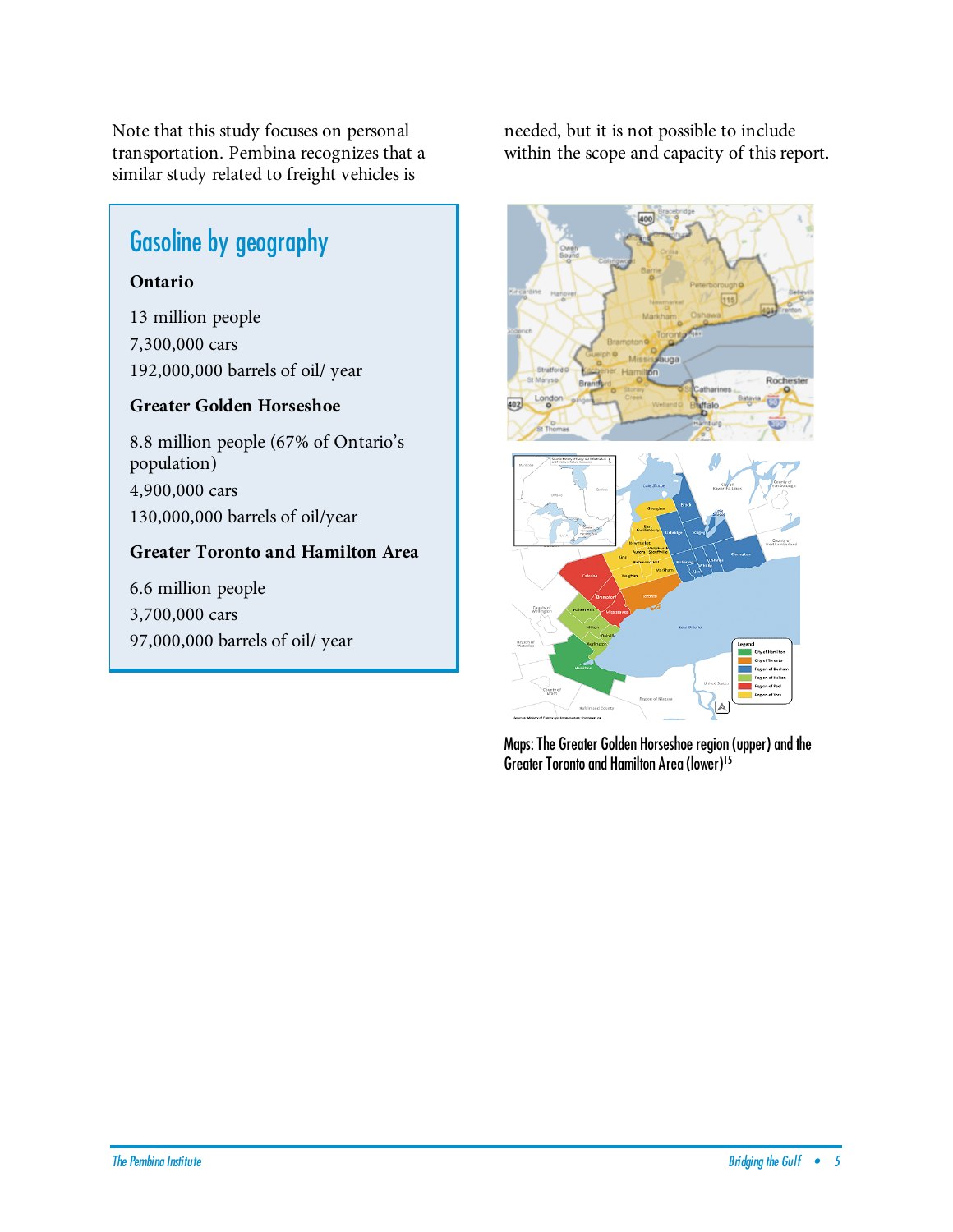Note that this study focuses on personal transportation. Pembina recognizes that a similar study related to freight vehicles is needed, but it is not possible to include within the scope and capacity of this report.

## Gasoline by geography

**Ontario**

13 million people

7,300,000 cars

192,000,000 barrels of oil/ year

**Greater Golden Horseshoe**

8.8 million people (67% of Ontario's population)

4,900,000 cars

130,000,000 barrels of oil/year

**Greater Toronto and Hamilton Area**

6.6 million people

3,700,000 cars

97,000,000 barrels of oil/ year

Maps: The Greater Golden Horseshoe region (upper) and the Greater Toronto and Hamilton Area (lower)[15]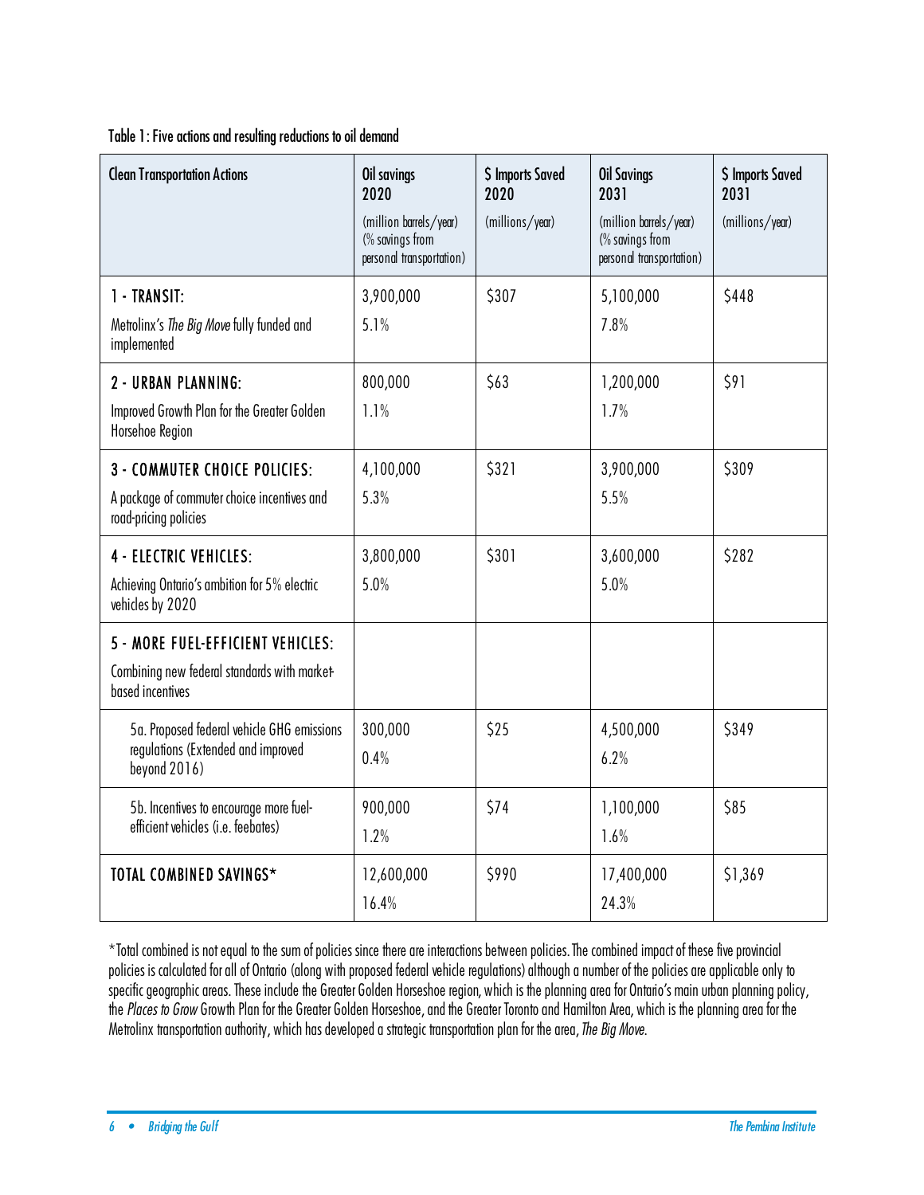Table 1: Five actions and resulting reductions to oil demand

| Clean Transportation Actions | Oil savings 2020 (million barrels/year) (% savings from personal transportation) | $ Imports Saved 2020 (millions/year) | Oil Savings 2031 (million barrels/year) (% savings from personal transportation) | $ Imports Saved 2031 (millions/year) |
|---|---|---|---|---|
| **1 - TRANSIT:** Metrolinx's *The Big Move* fully funded and implemented | 3,900,000<br>5.1% | $307 | 5,100,000<br>7.8% | $448 |
| **2 - URBAN PLANNING:** Improved Growth Plan for the Greater Golden Horsehoe Region | 800,000<br>1.1% | $63 | 1,200,000<br>1.7% | $91 |
| **3 - COMMUTER CHOICE POLICIES:** A package of commuter choice incentives and road-pricing policies | 4,100,000<br>5.3% | $321 | 3,900,000<br>5.5% | $309 |
| **4 - ELECTRIC VEHICLES:** Achieving Ontario's ambition for 5% electric vehicles by 2020 | 3,800,000<br>5.0% | $301 | 3,600,000<br>5.0% | $282 |
| **5 - MORE FUEL-EFFICIENT VEHICLES:** Combining new federal standards with market-based incentives | | | | |
| 5a. Proposed federal vehicle GHG emissions regulations (Extended and improved beyond 2016) | 300,000<br>0.4% | $25 | 4,500,000<br>6.2% | $349 |
| 5b. Incentives to encourage more fuel-efficient vehicles (i.e. feebates) | 900,000<br>1.2% | $74 | 1,100,000<br>1.6% | $85 |
| **TOTAL COMBINED SAVINGS*** | 12,600,000<br>16.4% | $990 | 17,400,000<br>24.3% | $1,369 |

*Total combined is not equal to the sum of policies since there are interactions between policies. The combined impact of these five provincial policies is calculated for all of Ontario (along with proposed federal vehicle regulations) although a number of the policies are applicable only to specific geographic areas. These include the Greater Golden Horseshoe region, which is the planning area for Ontario's main urban planning policy, the *Places to Grow* Growth Plan for the Greater Golden Horseshoe, and the Greater Toronto and Hamilton Area, which is the planning area for the Metrolinx transportation authority, which has developed a strategic transportation plan for the area, *The Big Move*.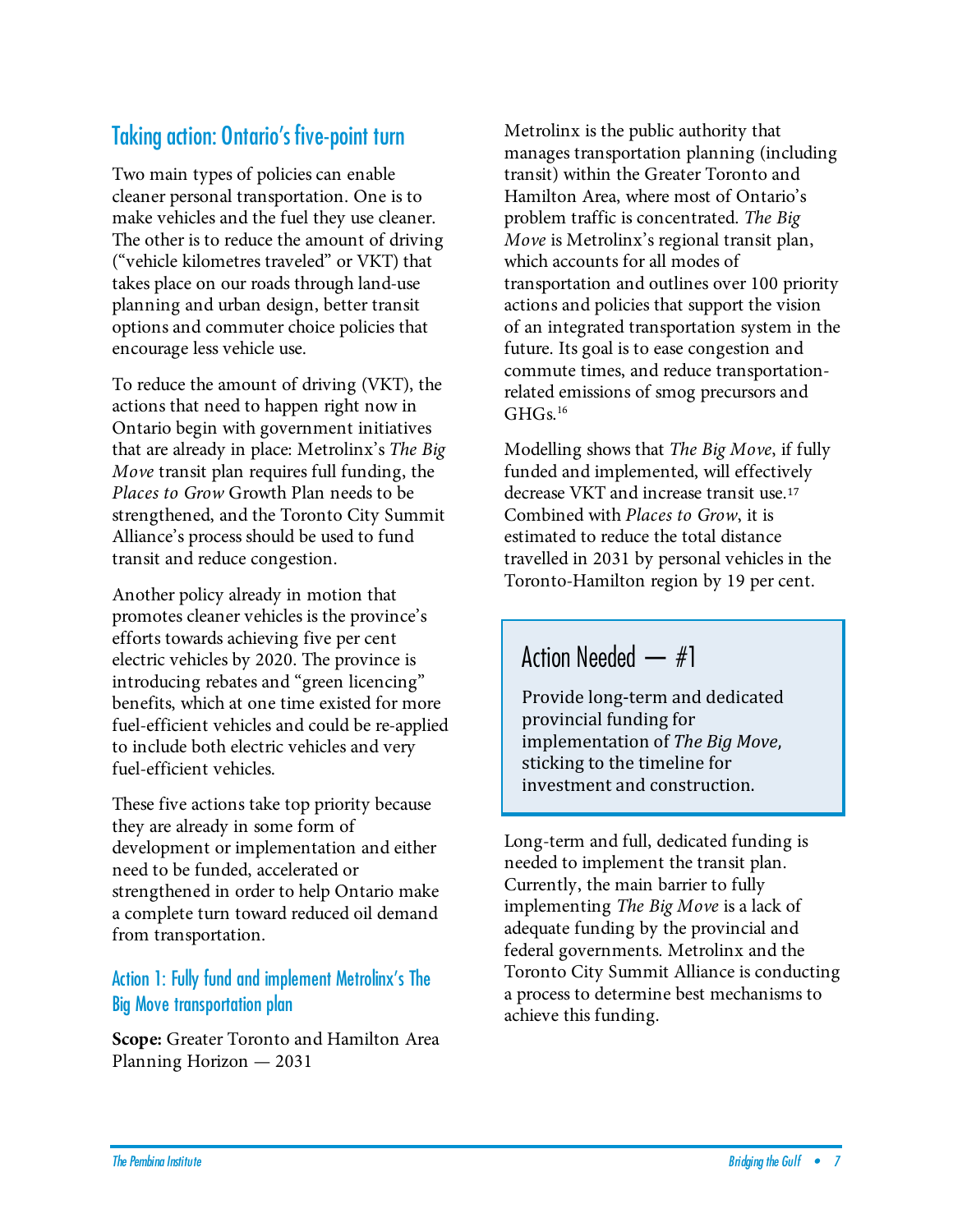## Taking action: Ontario's five-point turn

Two main types of policies can enable cleaner personal transportation. One is to make vehicles and the fuel they use cleaner. The other is to reduce the amount of driving ("vehicle kilometres traveled" or VKT) that takes place on our roads through land-use planning and urban design, better transit options and commuter choice policies that encourage less vehicle use.

To reduce the amount of driving (VKT), the actions that need to happen right now in Ontario begin with government initiatives that are already in place: Metrolinx's *The Big Move* transit plan requires full funding, the *Places to Grow* Growth Plan needs to be strengthened, and the Toronto City Summit Alliance's process should be used to fund transit and reduce congestion.

Another policy already in motion that promotes cleaner vehicles is the province's efforts towards achieving five per cent electric vehicles by 2020. The province is introducing rebates and "green licencing" benefits, which at one time existed for more fuel-efficient vehicles and could be re-applied to include both electric vehicles and very fuel-efficient vehicles.

These five actions take top priority because they are already in some form of development or implementation and either need to be funded, accelerated or strengthened in order to help Ontario make a complete turn toward reduced oil demand from transportation.

### Action 1: Fully fund and implement Metrolinx's The Big Move transportation plan

**Scope:** Greater Toronto and Hamilton Area Planning Horizon — 2031

Metrolinx is the public authority that manages transportation planning (including transit) within the Greater Toronto and Hamilton Area, where most of Ontario's problem traffic is concentrated. *The Big Move* is Metrolinx's regional transit plan, which accounts for all modes of transportation and outlines over 100 priority actions and policies that support the vision of an integrated transportation system in the future. Its goal is to ease congestion and commute times, and reduce transportation-related emissions of smog precursors and GHGs.[16]

Modelling shows that *The Big Move*, if fully funded and implemented, will effectively decrease VKT and increase transit use.[17] Combined with *Places to Grow*, it is estimated to reduce the total distance travelled in 2031 by personal vehicles in the Toronto-Hamilton region by 19 per cent.

> **Action Needed — #1**
>
> Provide long-term and dedicated provincial funding for implementation of *The Big Move,* sticking to the timeline for investment and construction.

Long-term and full, dedicated funding is needed to implement the transit plan. Currently, the main barrier to fully implementing *The Big Move* is a lack of adequate funding by the provincial and federal governments. Metrolinx and the Toronto City Summit Alliance is conducting a process to determine best mechanisms to achieve this funding.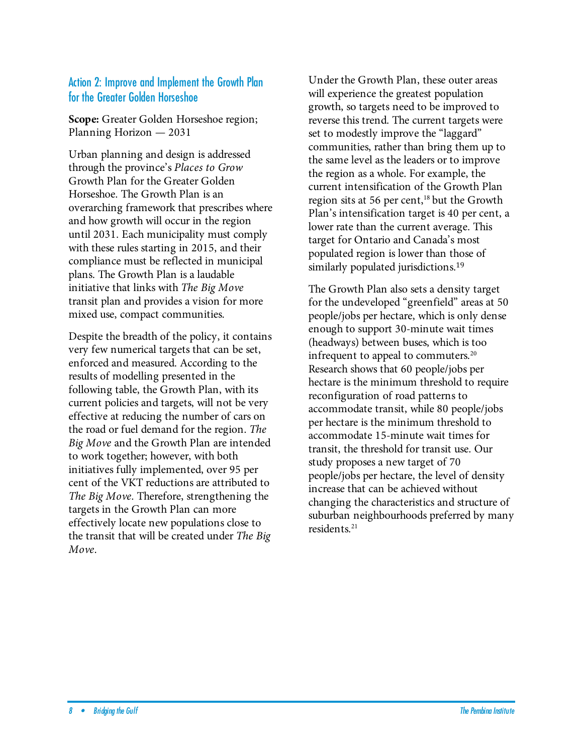### Action 2: Improve and Implement the Growth Plan for the Greater Golden Horseshoe

**Scope:** Greater Golden Horseshoe region; Planning Horizon — 2031

Urban planning and design is addressed through the province's *Places to Grow* Growth Plan for the Greater Golden Horseshoe. The Growth Plan is an overarching framework that prescribes where and how growth will occur in the region until 2031. Each municipality must comply with these rules starting in 2015, and their compliance must be reflected in municipal plans. The Growth Plan is a laudable initiative that links with *The Big Move* transit plan and provides a vision for more mixed use, compact communities.

Despite the breadth of the policy, it contains very few numerical targets that can be set, enforced and measured. According to the results of modelling presented in the following table, the Growth Plan, with its current policies and targets, will not be very effective at reducing the number of cars on the road or fuel demand for the region. *The Big Move* and the Growth Plan are intended to work together; however, with both initiatives fully implemented, over 95 per cent of the VKT reductions are attributed to *The Big Move*. Therefore, strengthening the targets in the Growth Plan can more effectively locate new populations close to the transit that will be created under *The Big Move*.

Under the Growth Plan, these outer areas will experience the greatest population growth, so targets need to be improved to reverse this trend. The current targets were set to modestly improve the "laggard" communities, rather than bring them up to the same level as the leaders or to improve the region as a whole. For example, the current intensification of the Growth Plan region sits at 56 per cent,[18] but the Growth Plan's intensification target is 40 per cent, a lower rate than the current average. This target for Ontario and Canada's most populated region is lower than those of similarly populated jurisdictions.[19]

The Growth Plan also sets a density target for the undeveloped "greenfield" areas at 50 people/jobs per hectare, which is only dense enough to support 30-minute wait times (headways) between buses, which is too infrequent to appeal to commuters.[20] Research shows that 60 people/jobs per hectare is the minimum threshold to require reconfiguration of road patterns to accommodate transit, while 80 people/jobs per hectare is the minimum threshold to accommodate 15-minute wait times for transit, the threshold for transit use. Our study proposes a new target of 70 people/jobs per hectare, the level of density increase that can be achieved without changing the characteristics and structure of suburban neighbourhoods preferred by many residents.[21]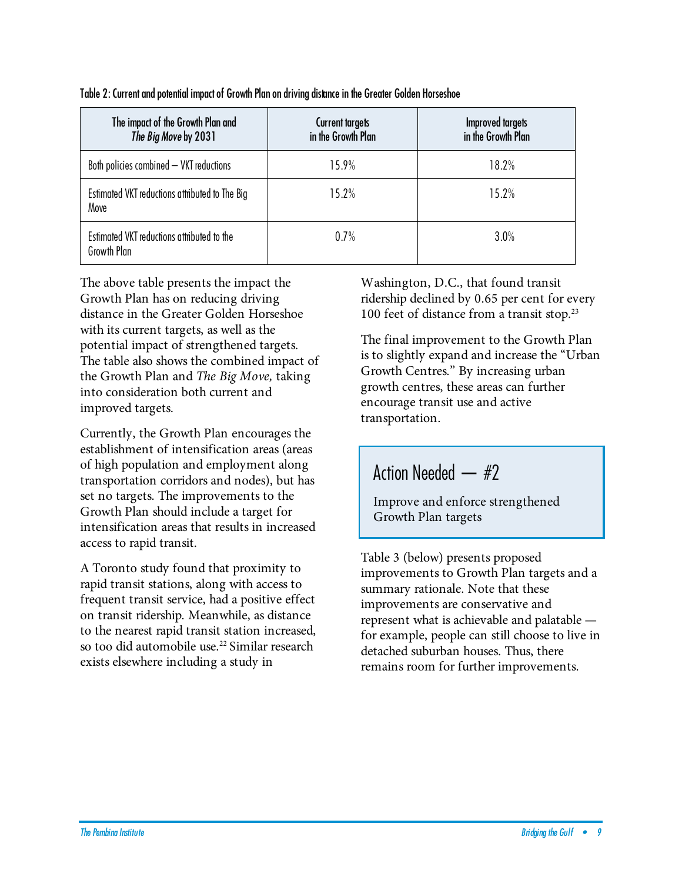Table 2: Current and potential impact of Growth Plan on driving distance in the Greater Golden Horseshoe

| The impact of the Growth Plan and *The Big Move* by 2031 | Current targets in the Growth Plan | Improved targets in the Growth Plan |
|---|---|---|
| Both policies combined – VKT reductions | 15.9% | 18.2% |
| Estimated VKT reductions attributed to The Big Move | 15.2% | 15.2% |
| Estimated VKT reductions attributed to the Growth Plan | 0.7% | 3.0% |

The above table presents the impact the Growth Plan has on reducing driving distance in the Greater Golden Horseshoe with its current targets, as well as the potential impact of strengthened targets. The table also shows the combined impact of the Growth Plan and *The Big Move,* taking into consideration both current and improved targets.

Currently, the Growth Plan encourages the establishment of intensification areas (areas of high population and employment along transportation corridors and nodes), but has set no targets. The improvements to the Growth Plan should include a target for intensification areas that results in increased access to rapid transit.

A Toronto study found that proximity to rapid transit stations, along with access to frequent transit service, had a positive effect on transit ridership. Meanwhile, as distance to the nearest rapid transit station increased, so too did automobile use.[22] Similar research exists elsewhere including a study in Washington, D.C., that found transit ridership declined by 0.65 per cent for every 100 feet of distance from a transit stop.[23]

The final improvement to the Growth Plan is to slightly expand and increase the "Urban Growth Centres." By increasing urban growth centres, these areas can further encourage transit use and active transportation.

## Action Needed — #2

Improve and enforce strengthened Growth Plan targets

Table 3 (below) presents proposed improvements to Growth Plan targets and a summary rationale. Note that these improvements are conservative and represent what is achievable and palatable — for example, people can still choose to live in detached suburban houses. Thus, there remains room for further improvements.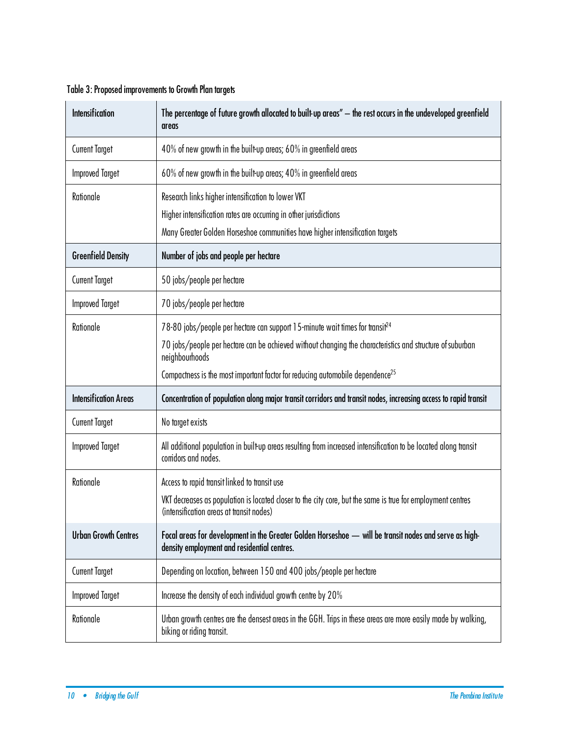Table 3: Proposed improvements to Growth Plan targets

| Intensification | The percentage of future growth allocated to built-up areas" – the rest occurs in the undeveloped greenfield areas |
|---|---|
| Current Target | 40% of new growth in the built-up areas; 60% in greenfield areas |
| Improved Target | 60% of new growth in the built-up areas; 40% in greenfield areas |
| Rationale | Research links higher intensification to lower VKT<br>Higher intensification rates are occurring in other jurisdictions<br>Many Greater Golden Horseshoe communities have higher intensification targets |
| **Greenfield Density** | **Number of jobs and people per hectare** |
| Current Target | 50 jobs/people per hectare |
| Improved Target | 70 jobs/people per hectare |
| Rationale | 78-80 jobs/people per hectare can support 15-minute wait times for transit[24]<br>70 jobs/people per hectare can be achieved without changing the characteristics and structure of suburban neighbourhoods<br>Compactness is the most important factor for reducing automobile dependence[25] |
| **Intensification Areas** | **Concentration of population along major transit corridors and transit nodes, increasing access to rapid transit** |
| Current Target | No target exists |
| Improved Target | All additional population in built-up areas resulting from increased intensification to be located along transit corridors and nodes. |
| Rationale | Access to rapid transit linked to transit use<br>VKT decreases as population is located closer to the city core, but the same is true for employment centres (intensification areas at transit nodes) |
| **Urban Growth Centres** | **Focal areas for development in the Greater Golden Horseshoe — will be transit nodes and serve as high-density employment and residential centres.** |
| Current Target | Depending on location, between 150 and 400 jobs/people per hectare |
| Improved Target | Increase the density of each individual growth centre by 20% |
| Rationale | Urban growth centres are the densest areas in the GGH. Trips in these areas are more easily made by walking, biking or riding transit. |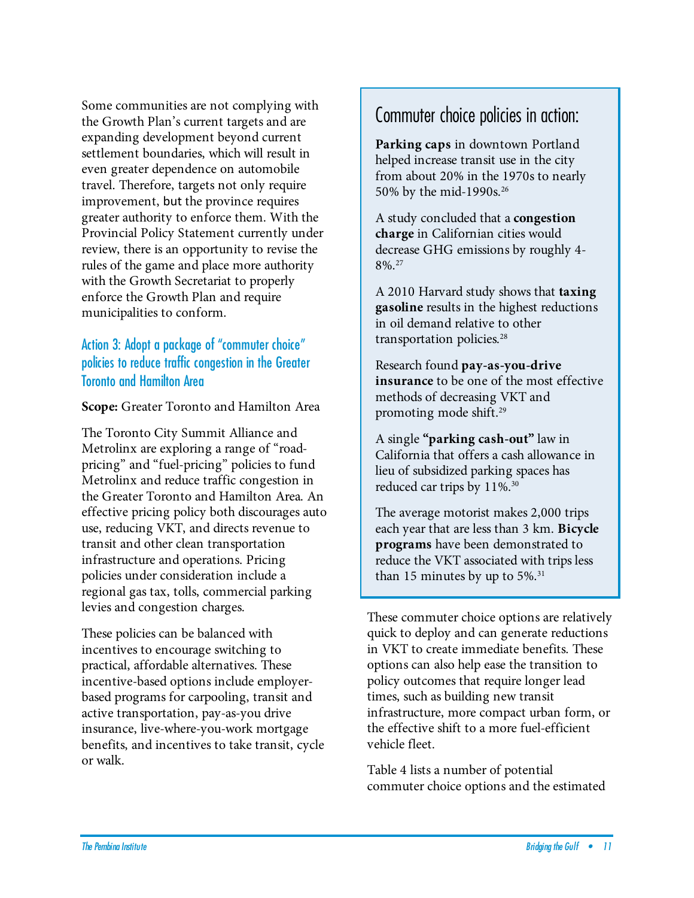Some communities are not complying with the Growth Plan's current targets and are expanding development beyond current settlement boundaries, which will result in even greater dependence on automobile travel. Therefore, targets not only require improvement, but the province requires greater authority to enforce them. With the Provincial Policy Statement currently under review, there is an opportunity to revise the rules of the game and place more authority with the Growth Secretariat to properly enforce the Growth Plan and require municipalities to conform.

### Action 3: Adopt a package of "commuter choice" policies to reduce traffic congestion in the Greater Toronto and Hamilton Area

**Scope:** Greater Toronto and Hamilton Area

The Toronto City Summit Alliance and Metrolinx are exploring a range of "road-pricing" and "fuel-pricing" policies to fund Metrolinx and reduce traffic congestion in the Greater Toronto and Hamilton Area. An effective pricing policy both discourages auto use, reducing VKT, and directs revenue to transit and other clean transportation infrastructure and operations. Pricing policies under consideration include a regional gas tax, tolls, commercial parking levies and congestion charges.

These policies can be balanced with incentives to encourage switching to practical, affordable alternatives. These incentive-based options include employer-based programs for carpooling, transit and active transportation, pay-as-you drive insurance, live-where-you-work mortgage benefits, and incentives to take transit, cycle or walk.

> #### Commuter choice policies in action:
>
> **Parking caps** in downtown Portland helped increase transit use in the city from about 20% in the 1970s to nearly 50% by the mid-1990s.[26]
>
> A study concluded that a **congestion charge** in Californian cities would decrease GHG emissions by roughly 4-8%.[27]
>
> A 2010 Harvard study shows that **taxing gasoline** results in the highest reductions in oil demand relative to other transportation policies.[28]
>
> Research found **pay-as-you-drive insurance** to be one of the most effective methods of decreasing VKT and promoting mode shift.[29]
>
> A single **"parking cash-out"** law in California that offers a cash allowance in lieu of subsidized parking spaces has reduced car trips by 11%.[30]
>
> The average motorist makes 2,000 trips each year that are less than 3 km. **Bicycle programs** have been demonstrated to reduce the VKT associated with trips less than 15 minutes by up to 5%.[31]

These commuter choice options are relatively quick to deploy and can generate reductions in VKT to create immediate benefits. These options can also help ease the transition to policy outcomes that require longer lead times, such as building new transit infrastructure, more compact urban form, or the effective shift to a more fuel-efficient vehicle fleet.

Table 4 lists a number of potential commuter choice options and the estimated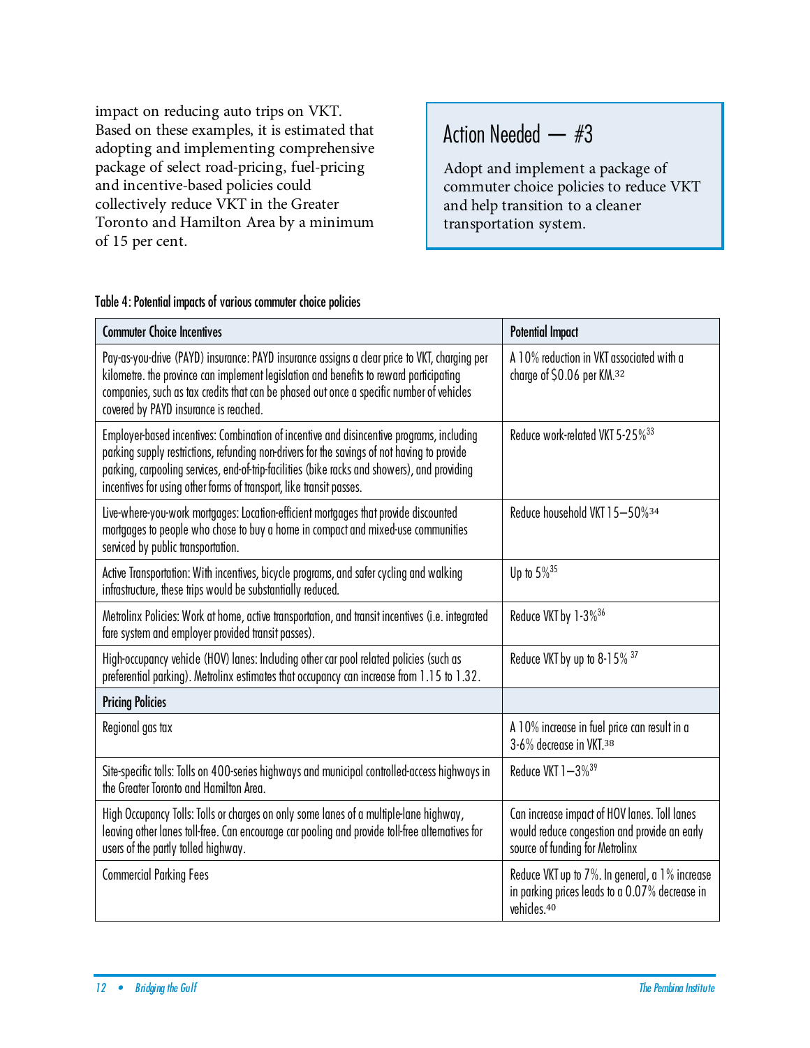impact on reducing auto trips on VKT. Based on these examples, it is estimated that adopting and implementing comprehensive package of select road-pricing, fuel-pricing and incentive-based policies could collectively reduce VKT in the Greater Toronto and Hamilton Area by a minimum of 15 per cent.

> ## Action Needed — #3
>
> Adopt and implement a package of commuter choice policies to reduce VKT and help transition to a cleaner transportation system.

Table 4: Potential impacts of various commuter choice policies

| Commuter Choice Incentives | Potential Impact |
|---|---|
| Pay-as-you-drive (PAYD) insurance: PAYD insurance assigns a clear price to VKT, charging per kilometre. the province can implement legislation and benefits to reward participating companies, such as tax credits that can be phased out once a specific number of vehicles covered by PAYD insurance is reached. | A 10% reduction in VKT associated with a charge of $0.06 per KM.[32] |
| Employer-based incentives: Combination of incentive and disincentive programs, including parking supply restrictions, refunding non-drivers for the savings of not having to provide parking, carpooling services, end-of-trip-facilities (bike racks and showers), and providing incentives for using other forms of transport, like transit passes. | Reduce work-related VKT 5-25%[33] |
| Live-where-you-work mortgages: Location-efficient mortgages that provide discounted mortgages to people who chose to buy a home in compact and mixed-use communities serviced by public transportation. | Reduce household VKT 15–50%[34] |
| Active Transportation: With incentives, bicycle programs, and safer cycling and walking infrastructure, these trips would be substantially reduced. | Up to 5%[35] |
| Metrolinx Policies: Work at home, active transportation, and transit incentives (i.e. integrated fare system and employer provided transit passes). | Reduce VKT by 1-3%[36] |
| High-occupancy vehicle (HOV) lanes: Including other car pool related policies (such as preferential parking). Metrolinx estimates that occupancy can increase from 1.15 to 1.32. | Reduce VKT by up to 8-15%[37] |
| **Pricing Policies** | |
| Regional gas tax | A 10% increase in fuel price can result in a 3-6% decrease in VKT.[38] |
| Site-specific tolls: Tolls on 400-series highways and municipal controlled-access highways in the Greater Toronto and Hamilton Area. | Reduce VKT 1–3%[39] |
| High Occupancy Tolls: Tolls or charges on only some lanes of a multiple-lane highway, leaving other lanes toll-free. Can encourage car pooling and provide toll-free alternatives for users of the partly tolled highway. | Can increase impact of HOV lanes. Toll lanes would reduce congestion and provide an early source of funding for Metrolinx |
| Commercial Parking Fees | Reduce VKT up to 7%. In general, a 1% increase in parking prices leads to a 0.07% decrease in vehicles.[40] |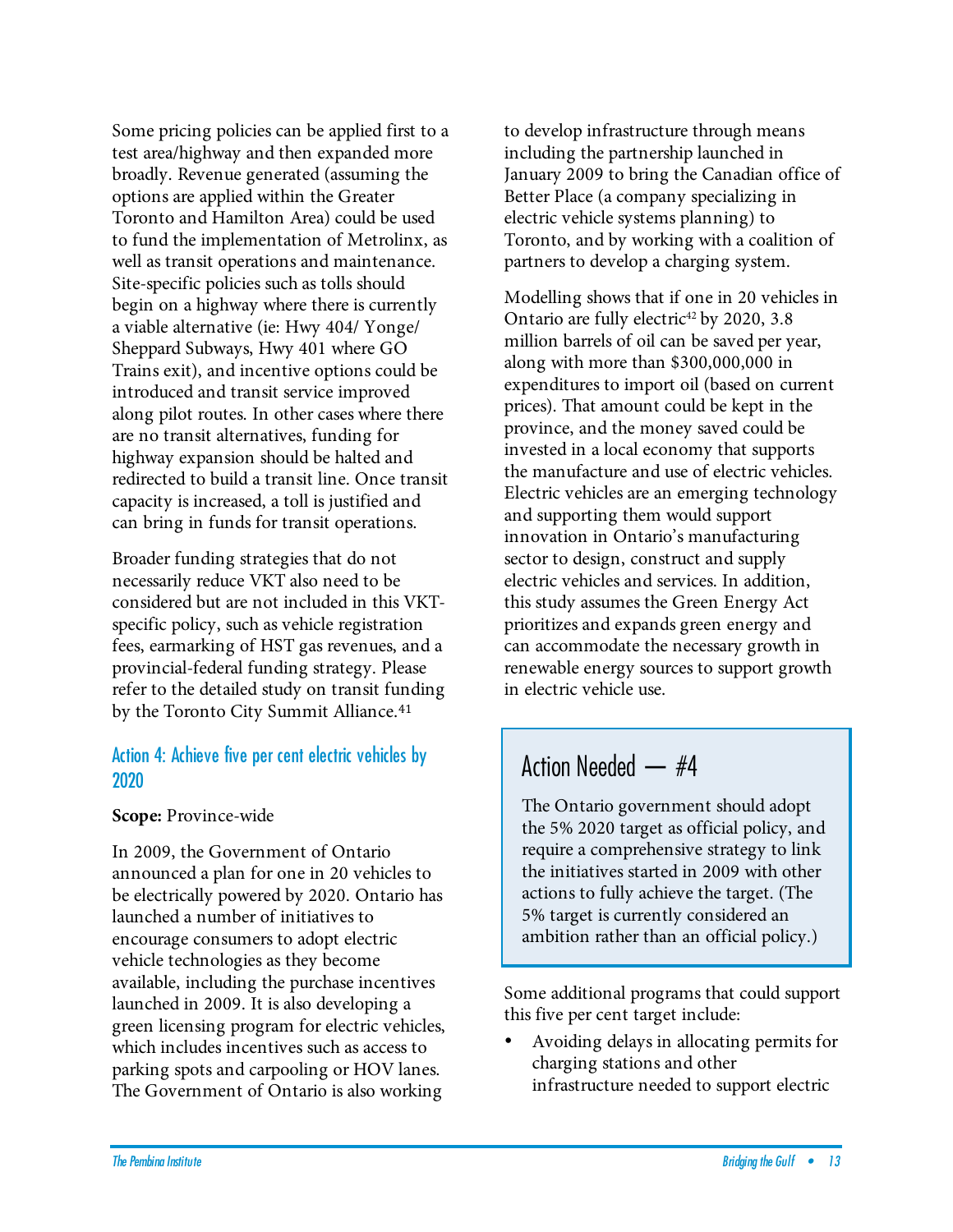Some pricing policies can be applied first to a test area/highway and then expanded more broadly. Revenue generated (assuming the options are applied within the Greater Toronto and Hamilton Area) could be used to fund the implementation of Metrolinx, as well as transit operations and maintenance. Site-specific policies such as tolls should begin on a highway where there is currently a viable alternative (ie: Hwy 404/ Yonge/ Sheppard Subways, Hwy 401 where GO Trains exit), and incentive options could be introduced and transit service improved along pilot routes. In other cases where there are no transit alternatives, funding for highway expansion should be halted and redirected to build a transit line. Once transit capacity is increased, a toll is justified and can bring in funds for transit operations.

Broader funding strategies that do not necessarily reduce VKT also need to be considered but are not included in this VKT-specific policy, such as vehicle registration fees, earmarking of HST gas revenues, and a provincial-federal funding strategy. Please refer to the detailed study on transit funding by the Toronto City Summit Alliance.[41]

### Action 4: Achieve five per cent electric vehicles by 2020

**Scope:** Province-wide

In 2009, the Government of Ontario announced a plan for one in 20 vehicles to be electrically powered by 2020. Ontario has launched a number of initiatives to encourage consumers to adopt electric vehicle technologies as they become available, including the purchase incentives launched in 2009. It is also developing a green licensing program for electric vehicles, which includes incentives such as access to parking spots and carpooling or HOV lanes. The Government of Ontario is also working to develop infrastructure through means including the partnership launched in January 2009 to bring the Canadian office of Better Place (a company specializing in electric vehicle systems planning) to Toronto, and by working with a coalition of partners to develop a charging system.

Modelling shows that if one in 20 vehicles in Ontario are fully electric[42] by 2020, 3.8 million barrels of oil can be saved per year, along with more than $300,000,000 in expenditures to import oil (based on current prices). That amount could be kept in the province, and the money saved could be invested in a local economy that supports the manufacture and use of electric vehicles. Electric vehicles are an emerging technology and supporting them would support innovation in Ontario's manufacturing sector to design, construct and supply electric vehicles and services. In addition, this study assumes the Green Energy Act prioritizes and expands green energy and can accommodate the necessary growth in renewable energy sources to support growth in electric vehicle use.

> **Action Needed — #4**
>
> The Ontario government should adopt the 5% 2020 target as official policy, and require a comprehensive strategy to link the initiatives started in 2009 with other actions to fully achieve the target. (The 5% target is currently considered an ambition rather than an official policy.)

Some additional programs that could support this five per cent target include:

- Avoiding delays in allocating permits for charging stations and other infrastructure needed to support electric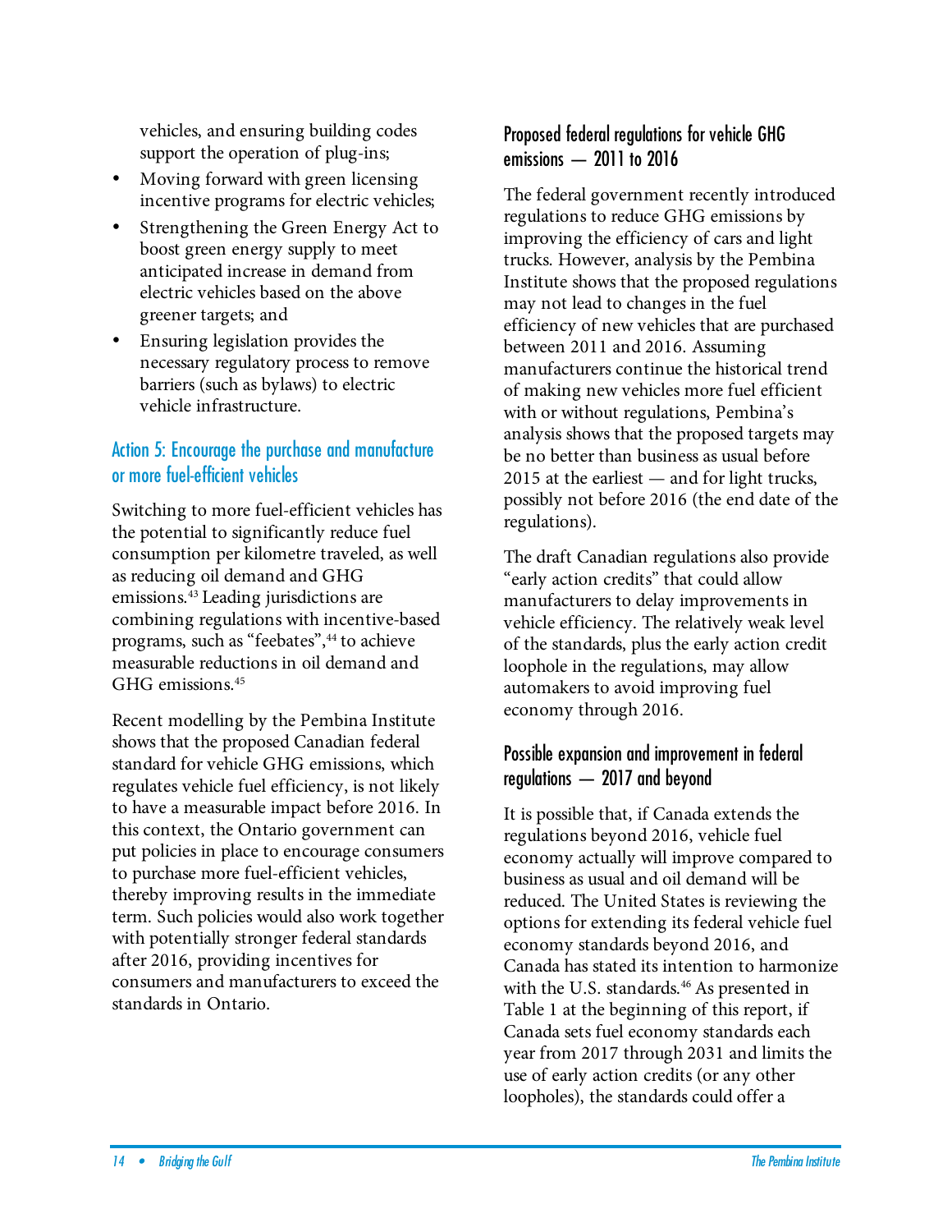vehicles, and ensuring building codes support the operation of plug-ins;

- Moving forward with green licensing incentive programs for electric vehicles;
- Strengthening the Green Energy Act to boost green energy supply to meet anticipated increase in demand from electric vehicles based on the above greener targets; and
- Ensuring legislation provides the necessary regulatory process to remove barriers (such as bylaws) to electric vehicle infrastructure.

## Action 5: Encourage the purchase and manufacture or more fuel-efficient vehicles

Switching to more fuel-efficient vehicles has the potential to significantly reduce fuel consumption per kilometre traveled, as well as reducing oil demand and GHG emissions.[43] Leading jurisdictions are combining regulations with incentive-based programs, such as "feebates",[44] to achieve measurable reductions in oil demand and GHG emissions.[45]

Recent modelling by the Pembina Institute shows that the proposed Canadian federal standard for vehicle GHG emissions, which regulates vehicle fuel efficiency, is not likely to have a measurable impact before 2016. In this context, the Ontario government can put policies in place to encourage consumers to purchase more fuel-efficient vehicles, thereby improving results in the immediate term. Such policies would also work together with potentially stronger federal standards after 2016, providing incentives for consumers and manufacturers to exceed the standards in Ontario.

### Proposed federal regulations for vehicle GHG emissions — 2011 to 2016

The federal government recently introduced regulations to reduce GHG emissions by improving the efficiency of cars and light trucks. However, analysis by the Pembina Institute shows that the proposed regulations may not lead to changes in the fuel efficiency of new vehicles that are purchased between 2011 and 2016. Assuming manufacturers continue the historical trend of making new vehicles more fuel efficient with or without regulations, Pembina's analysis shows that the proposed targets may be no better than business as usual before 2015 at the earliest — and for light trucks, possibly not before 2016 (the end date of the regulations).

The draft Canadian regulations also provide "early action credits" that could allow manufacturers to delay improvements in vehicle efficiency. The relatively weak level of the standards, plus the early action credit loophole in the regulations, may allow automakers to avoid improving fuel economy through 2016.

### Possible expansion and improvement in federal regulations — 2017 and beyond

It is possible that, if Canada extends the regulations beyond 2016, vehicle fuel economy actually will improve compared to business as usual and oil demand will be reduced. The United States is reviewing the options for extending its federal vehicle fuel economy standards beyond 2016, and Canada has stated its intention to harmonize with the U.S. standards.[46] As presented in Table 1 at the beginning of this report, if Canada sets fuel economy standards each year from 2017 through 2031 and limits the use of early action credits (or any other loopholes), the standards could offer a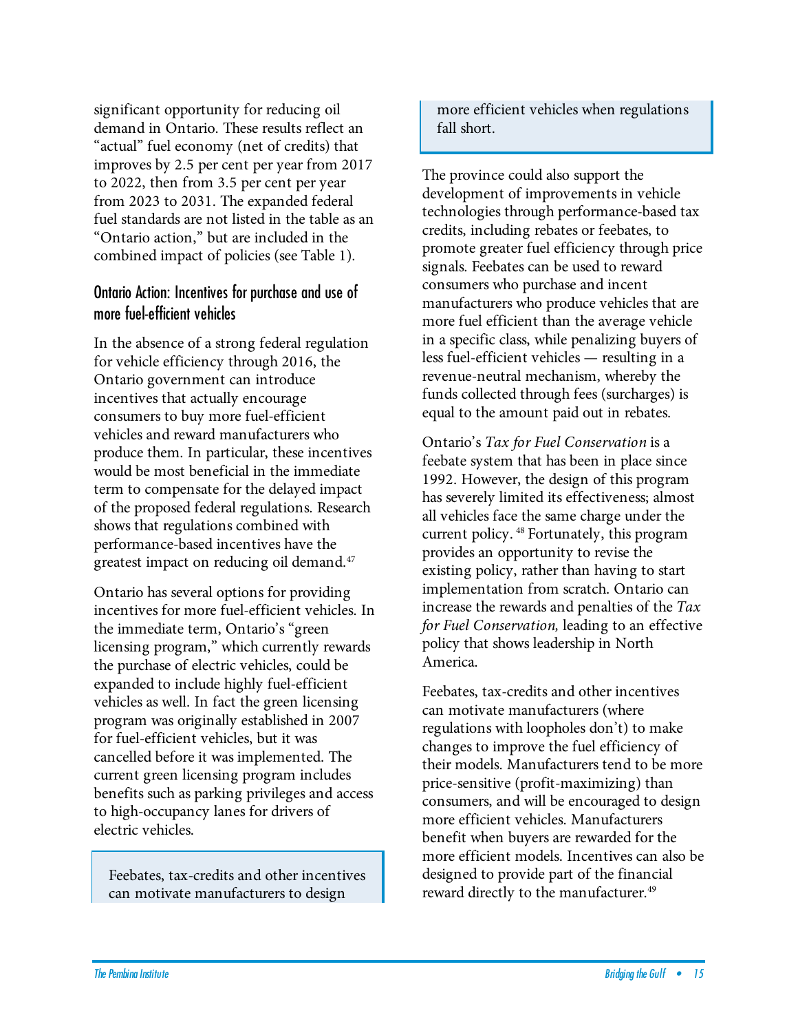significant opportunity for reducing oil demand in Ontario. These results reflect an "actual" fuel economy (net of credits) that improves by 2.5 per cent per year from 2017 to 2022, then from 3.5 per cent per year from 2023 to 2031. The expanded federal fuel standards are not listed in the table as an "Ontario action," but are included in the combined impact of policies (see Table 1).

### Ontario Action: Incentives for purchase and use of more fuel-efficient vehicles

In the absence of a strong federal regulation for vehicle efficiency through 2016, the Ontario government can introduce incentives that actually encourage consumers to buy more fuel-efficient vehicles and reward manufacturers who produce them. In particular, these incentives would be most beneficial in the immediate term to compensate for the delayed impact of the proposed federal regulations. Research shows that regulations combined with performance-based incentives have the greatest impact on reducing oil demand.[47]

Ontario has several options for providing incentives for more fuel-efficient vehicles. In the immediate term, Ontario's "green licensing program," which currently rewards the purchase of electric vehicles, could be expanded to include highly fuel-efficient vehicles as well. In fact the green licensing program was originally established in 2007 for fuel-efficient vehicles, but it was cancelled before it was implemented. The current green licensing program includes benefits such as parking privileges and access to high-occupancy lanes for drivers of electric vehicles.

> Feebates, tax-credits and other incentives can motivate manufacturers to design more efficient vehicles when regulations fall short.

The province could also support the development of improvements in vehicle technologies through performance-based tax credits, including rebates or feebates, to promote greater fuel efficiency through price signals. Feebates can be used to reward consumers who purchase and incent manufacturers who produce vehicles that are more fuel efficient than the average vehicle in a specific class, while penalizing buyers of less fuel-efficient vehicles — resulting in a revenue-neutral mechanism, whereby the funds collected through fees (surcharges) is equal to the amount paid out in rebates.

Ontario's *Tax for Fuel Conservation* is a feebate system that has been in place since 1992. However, the design of this program has severely limited its effectiveness; almost all vehicles face the same charge under the current policy.[48] Fortunately, this program provides an opportunity to revise the existing policy, rather than having to start implementation from scratch. Ontario can increase the rewards and penalties of the *Tax for Fuel Conservation,* leading to an effective policy that shows leadership in North America.

Feebates, tax-credits and other incentives can motivate manufacturers (where regulations with loopholes don't) to make changes to improve the fuel efficiency of their models. Manufacturers tend to be more price-sensitive (profit-maximizing) than consumers, and will be encouraged to design more efficient vehicles. Manufacturers benefit when buyers are rewarded for the more efficient models. Incentives can also be designed to provide part of the financial reward directly to the manufacturer.[49]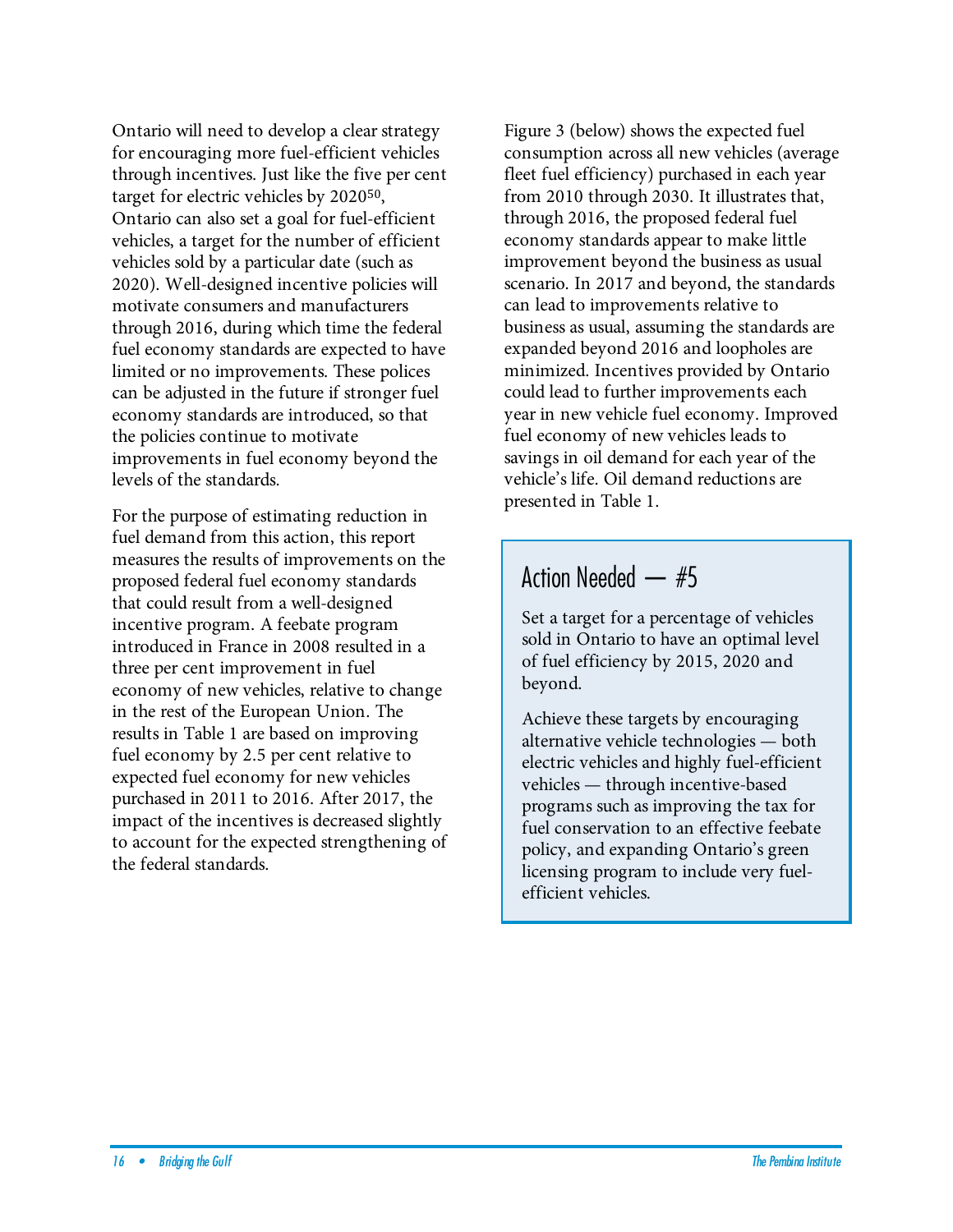Ontario will need to develop a clear strategy for encouraging more fuel-efficient vehicles through incentives. Just like the five per cent target for electric vehicles by 2020[50], Ontario can also set a goal for fuel-efficient vehicles, a target for the number of efficient vehicles sold by a particular date (such as 2020). Well-designed incentive policies will motivate consumers and manufacturers through 2016, during which time the federal fuel economy standards are expected to have limited or no improvements. These polices can be adjusted in the future if stronger fuel economy standards are introduced, so that the policies continue to motivate improvements in fuel economy beyond the levels of the standards.

For the purpose of estimating reduction in fuel demand from this action, this report measures the results of improvements on the proposed federal fuel economy standards that could result from a well-designed incentive program. A feebate program introduced in France in 2008 resulted in a three per cent improvement in fuel economy of new vehicles, relative to change in the rest of the European Union. The results in Table 1 are based on improving fuel economy by 2.5 per cent relative to expected fuel economy for new vehicles purchased in 2011 to 2016. After 2017, the impact of the incentives is decreased slightly to account for the expected strengthening of the federal standards.

Figure 3 (below) shows the expected fuel consumption across all new vehicles (average fleet fuel efficiency) purchased in each year from 2010 through 2030. It illustrates that, through 2016, the proposed federal fuel economy standards appear to make little improvement beyond the business as usual scenario. In 2017 and beyond, the standards can lead to improvements relative to business as usual, assuming the standards are expanded beyond 2016 and loopholes are minimized. Incentives provided by Ontario could lead to further improvements each year in new vehicle fuel economy. Improved fuel economy of new vehicles leads to savings in oil demand for each year of the vehicle's life. Oil demand reductions are presented in Table 1.

## Action Needed — #5

Set a target for a percentage of vehicles sold in Ontario to have an optimal level of fuel efficiency by 2015, 2020 and beyond.

Achieve these targets by encouraging alternative vehicle technologies — both electric vehicles and highly fuel-efficient vehicles — through incentive-based programs such as improving the tax for fuel conservation to an effective feebate policy, and expanding Ontario's green licensing program to include very fuel-efficient vehicles.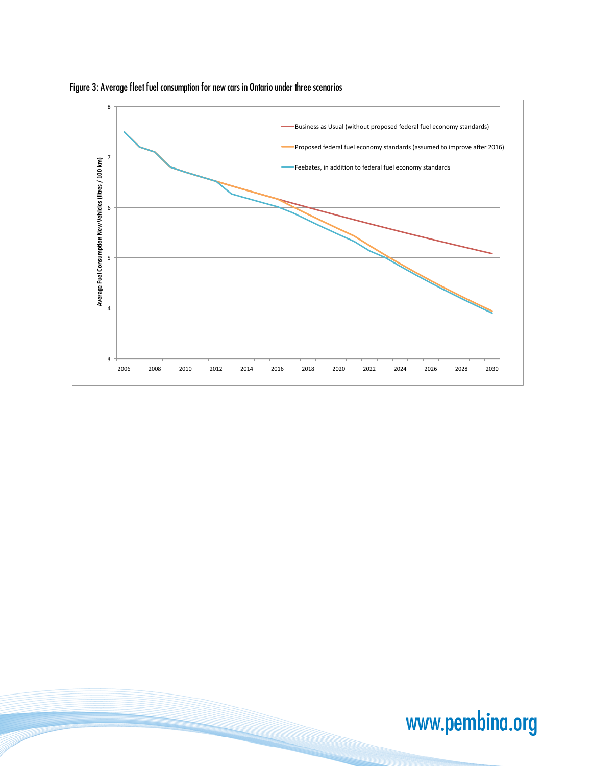Figure 3: Average fleet fuel consumption for new cars in Ontario under three scenarios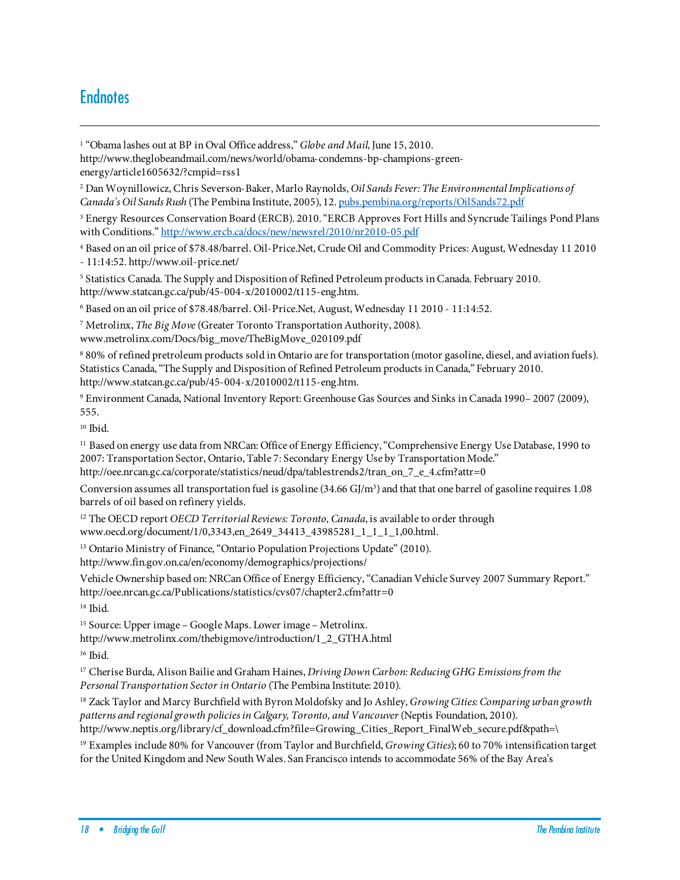# Endnotes

[1] "Obama lashes out at BP in Oval Office address," *Globe and Mail*, June 15, 2010. http://www.theglobeandmail.com/news/world/obama-condemns-bp-champions-green-energy/article1605632/?cmpid=rss1

[2] Dan Woynillowicz, Chris Severson-Baker, Marlo Raynolds, *Oil Sands Fever: The Environmental Implications of Canada's Oil Sands Rush* (The Pembina Institute, 2005), 12. pubs.pembina.org/reports/OilSands72.pdf

[3] Energy Resources Conservation Board (ERCB). 2010. "ERCB Approves Fort Hills and Syncrude Tailings Pond Plans with Conditions." http://www.ercb.ca/docs/new/newsrel/2010/nr2010-05.pdf

[4] Based on an oil price of $78.48/barrel. Oil-Price.Net, Crude Oil and Commodity Prices: August, Wednesday 11 2010 - 11:14:52. http://www.oil-price.net/

[5] Statistics Canada. The Supply and Disposition of Refined Petroleum products in Canada. February 2010. http://www.statcan.gc.ca/pub/45-004-x/2010002/t115-eng.htm.

[6] Based on an oil price of $78.48/barrel. Oil-Price.Net, August, Wednesday 11 2010 - 11:14:52.

[7] Metrolinx, *The Big Move* (Greater Toronto Transportation Authority, 2008). www.metrolinx.com/Docs/big_move/TheBigMove_020109.pdf

[8] 80% of refined pretroleum products sold in Ontario are for transportation (motor gasoline, diesel, and aviation fuels). Statistics Canada, "The Supply and Disposition of Refined Petroleum products in Canada," February 2010. http://www.statcan.gc.ca/pub/45-004-x/2010002/t115-eng.htm.

[9] Environment Canada, National Inventory Report: Greenhouse Gas Sources and Sinks in Canada 1990– 2007 (2009), 555.

[10] Ibid.

[11] Based on energy use data from NRCan: Office of Energy Efficiency, "Comprehensive Energy Use Database, 1990 to 2007: Transportation Sector, Ontario, Table 7: Secondary Energy Use by Transportation Mode." http://oee.nrcan.gc.ca/corporate/statistics/neud/dpa/tablestrends2/tran_on_7_e_4.cfm?attr=0

Conversion assumes all transportation fuel is gasoline (34.66 GJ/m$^3$) and that that one barrel of gasoline requires 1.08 barrels of oil based on refinery yields.

[12] The OECD report *OECD Territorial Reviews: Toronto, Canada*, is available to order through www.oecd.org/document/1/0,3343,en_2649_34413_43985281_1_1_1_1,00.html.

[13] Ontario Ministry of Finance, "Ontario Population Projections Update" (2010). http://www.fin.gov.on.ca/en/economy/demographics/projections/

Vehicle Ownership based on: NRCan Office of Energy Efficiency, "Canadian Vehicle Survey 2007 Summary Report." http://oee.nrcan.gc.ca/Publications/statistics/cvs07/chapter2.cfm?attr=0

[14] Ibid.

[15] Source: Upper image – Google Maps. Lower image – Metrolinx. http://www.metrolinx.com/thebigmove/introduction/1_2_GTHA.html

[16] Ibid.

[17] Cherise Burda, Alison Bailie and Graham Haines, *Driving Down Carbon: Reducing GHG Emissions from the Personal Transportation Sector in Ontario* (The Pembina Institute: 2010).

[18] Zack Taylor and Marcy Burchfield with Byron Moldofsky and Jo Ashley, *Growing Cities: Comparing urban growth patterns and regional growth policies in Calgary, Toronto, and Vancouver* (Neptis Foundation, 2010). http://www.neptis.org/library/cf_download.cfm?file=Growing_Cities_Report_FinalWeb_secure.pdf&path=\

[19] Examples include 80% for Vancouver (from Taylor and Burchfield, *Growing Cities*); 60 to 70% intensification target for the United Kingdom and New South Wales. San Francisco intends to accommodate 56% of the Bay Area's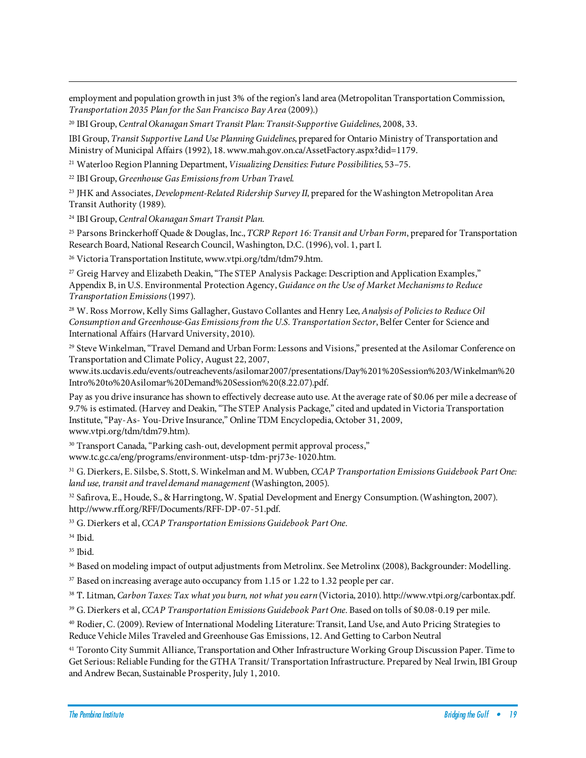employment and population growth in just 3% of the region's land area (Metropolitan Transportation Commission, *Transportation 2035 Plan for the San Francisco Bay Area* (2009).)

[20] IBI Group, *Central Okanagan Smart Transit Plan: Transit-Supportive Guidelines*, 2008, 33.

IBI Group, *Transit Supportive Land Use Planning Guidelines*, prepared for Ontario Ministry of Transportation and Ministry of Municipal Affairs (1992), 18. www.mah.gov.on.ca/AssetFactory.aspx?did=1179.

[21] Waterloo Region Planning Department, *Visualizing Densities: Future Possibilities*, 53–75.

[22] IBI Group, *Greenhouse Gas Emissions from Urban Travel*.

[23] JHK and Associates, *Development-Related Ridership Survey II*, prepared for the Washington Metropolitan Area Transit Authority (1989).

[24] IBI Group, *Central Okanagan Smart Transit Plan*.

[25] Parsons Brinckerhoff Quade & Douglas, Inc., *TCRP Report 16: Transit and Urban Form*, prepared for Transportation Research Board, National Research Council, Washington, D.C. (1996), vol. 1, part I.

[26] Victoria Transportation Institute, www.vtpi.org/tdm/tdm79.htm.

[27] Greig Harvey and Elizabeth Deakin, "The STEP Analysis Package: Description and Application Examples," Appendix B, in U.S. Environmental Protection Agency, *Guidance on the Use of Market Mechanisms to Reduce Transportation Emissions* (1997).

[28] W. Ross Morrow, Kelly Sims Gallagher, Gustavo Collantes and Henry Lee, *Analysis of Policies to Reduce Oil Consumption and Greenhouse-Gas Emissions from the U.S. Transportation Sector*, Belfer Center for Science and International Affairs (Harvard University, 2010).

[29] Steve Winkelman, "Travel Demand and Urban Form: Lessons and Visions," presented at the Asilomar Conference on Transportation and Climate Policy, August 22, 2007, www.its.ucdavis.edu/events/outreachevents/asilomar2007/presentations/Day%201%20Session%203/Winkelman%20Intro%20to%20Asilomar%20Demand%20Session%20(8.22.07).pdf.

Pay as you drive insurance has shown to effectively decrease auto use. At the average rate of $0.06 per mile a decrease of 9.7% is estimated. (Harvey and Deakin, "The STEP Analysis Package," cited and updated in Victoria Transportation Institute, "Pay-As- You-Drive Insurance," Online TDM Encyclopedia, October 31, 2009, www.vtpi.org/tdm/tdm79.htm).

[30] Transport Canada, "Parking cash-out, development permit approval process," www.tc.gc.ca/eng/programs/environment-utsp-tdm-prj73e-1020.htm.

[31] G. Dierkers, E. Silsbe, S. Stott, S. Winkelman and M. Wubben, *CCAP Transportation Emissions Guidebook Part One: land use, transit and travel demand management* (Washington, 2005).

[32] Safirova, E., Houde, S., & Harringtong, W. Spatial Development and Energy Consumption. (Washington, 2007). http://www.rff.org/RFF/Documents/RFF-DP-07-51.pdf.

[33] G. Dierkers et al, *CCAP Transportation Emissions Guidebook Part One*.

[34] Ibid.

[35] Ibid.

[36] Based on modeling impact of output adjustments from Metrolinx. See Metrolinx (2008), Backgrounder: Modelling.

[37] Based on increasing average auto occupancy from 1.15 or 1.22 to 1.32 people per car.

[38] T. Litman, *Carbon Taxes: Tax what you burn, not what you earn* (Victoria, 2010). http://www.vtpi.org/carbontax.pdf.

[39] G. Dierkers et al, *CCAP Transportation Emissions Guidebook Part One*. Based on tolls of $0.08-0.19 per mile.

[40] Rodier, C. (2009). Review of International Modeling Literature: Transit, Land Use, and Auto Pricing Strategies to Reduce Vehicle Miles Traveled and Greenhouse Gas Emissions, 12. And Getting to Carbon Neutral

[41] Toronto City Summit Alliance, Transportation and Other Infrastructure Working Group Discussion Paper. Time to Get Serious: Reliable Funding for the GTHA Transit/ Transportation Infrastructure. Prepared by Neal Irwin, IBI Group and Andrew Becan, Sustainable Prosperity, July 1, 2010.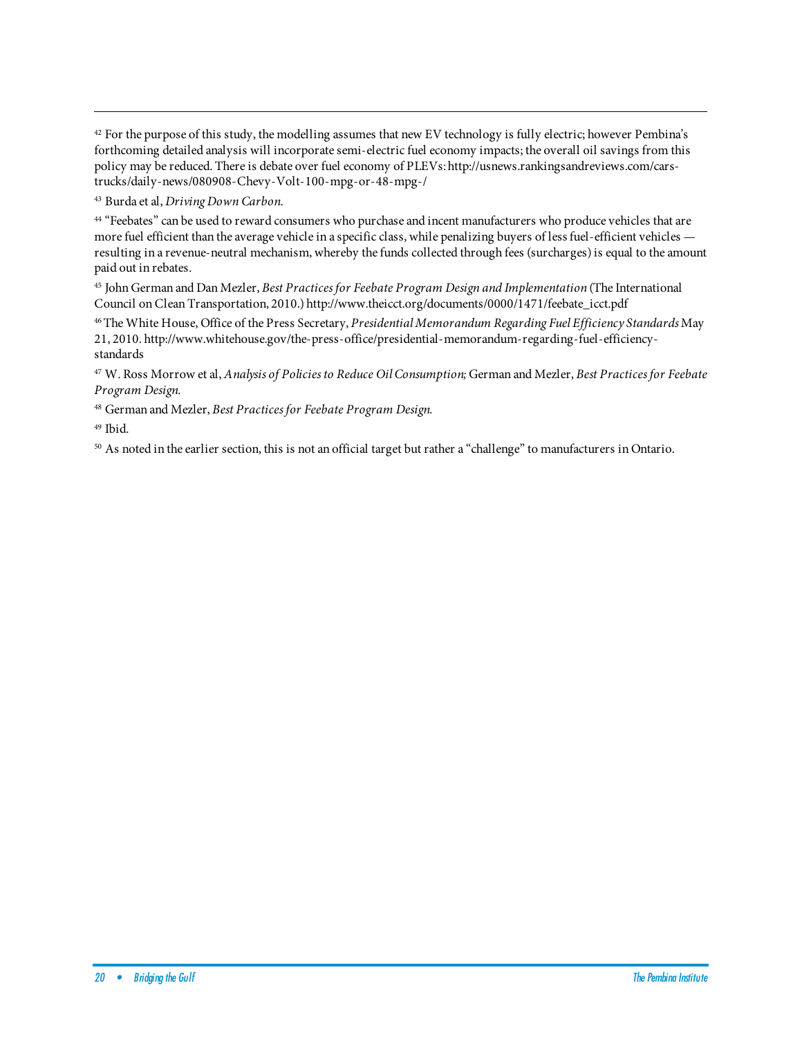[42] For the purpose of this study, the modelling assumes that new EV technology is fully electric; however Pembina's forthcoming detailed analysis will incorporate semi-electric fuel economy impacts; the overall oil savings from this policy may be reduced. There is debate over fuel economy of PLEVs: http://usnews.rankingsandreviews.com/cars-trucks/daily-news/080908-Chevy-Volt-100-mpg-or-48-mpg-/

[43] Burda et al, *Driving Down Carbon*.

[44] "Feebates" can be used to reward consumers who purchase and incent manufacturers who produce vehicles that are more fuel efficient than the average vehicle in a specific class, while penalizing buyers of less fuel-efficient vehicles — resulting in a revenue-neutral mechanism, whereby the funds collected through fees (surcharges) is equal to the amount paid out in rebates.

[45] John German and Dan Mezler, *Best Practices for Feebate Program Design and Implementation* (The International Council on Clean Transportation, 2010.) http://www.theicct.org/documents/0000/1471/feebate_icct.pdf

[46] The White House, Office of the Press Secretary, *Presidential Memorandum Regarding Fuel Efficiency Standards* May 21, 2010. http://www.whitehouse.gov/the-press-office/presidential-memorandum-regarding-fuel-efficiency-standards

[47] W. Ross Morrow et al, *Analysis of Policies to Reduce Oil Consumption;* German and Mezler, *Best Practices for Feebate Program Design.*

[48] German and Mezler, *Best Practices for Feebate Program Design.*

[49] Ibid.

[50] As noted in the earlier section, this is not an official target but rather a "challenge" to manufacturers in Ontario.